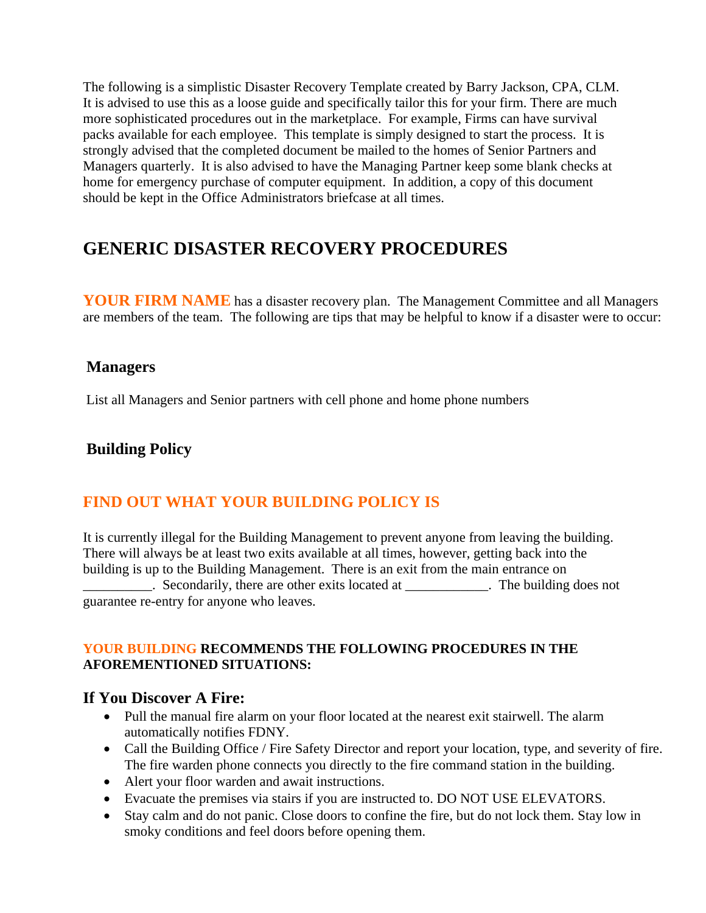The following is a simplistic Disaster Recovery Template created by Barry Jackson, CPA, CLM. It is advised to use this as a loose guide and specifically tailor this for your firm. There are much more sophisticated procedures out in the marketplace. For example, Firms can have survival packs available for each employee. This template is simply designed to start the process. It is strongly advised that the completed document be mailed to the homes of Senior Partners and Managers quarterly. It is also advised to have the Managing Partner keep some blank checks at home for emergency purchase of computer equipment. In addition, a copy of this document should be kept in the Office Administrators briefcase at all times.

# GENERIC DISASTER RECOVERY PROCEDURES

**YOUR FIRM NAME** has a disaster recovery plan. The Management Committee and all Managers are members of the team. The following are tips that may be helpful to know if a disaster were to occur:

### Managers

List all Managers and Senior partners with cell phone and home phone numbers

### Building Policy

## FIND OUT WHAT YOUR BUILDING POLICY IS

It is currently illegal for the Building Management to prevent anyone from leaving the building. There will always be at least two exits available at all times, however, getting back into the building is up to the Building Management. There is an exit from the main entrance on __________. Secondarily, there are other exits located at ____________. The building does not guarantee re-entry for anyone who leaves.

**YOUR BUILDING RECOMMENDS THE FOLLOWING PROCEDURES IN THE AFOREMENTIONED SITUATIONS:**

### If You Discover A Fire:

- Pull the manual fire alarm on your floor located at the nearest exit stairwell. The alarm automatically notifies FDNY.
- Call the Building Office / Fire Safety Director and report your location, type, and severity of fire. The fire warden phone connects you directly to the fire command station in the building.
- Alert your floor warden and await instructions.
- Evacuate the premises via stairs if you are instructed to. DO NOT USE ELEVATORS.
- Stay calm and do not panic. Close doors to confine the fire, but do not lock them. Stay low in smoky conditions and feel doors before opening them.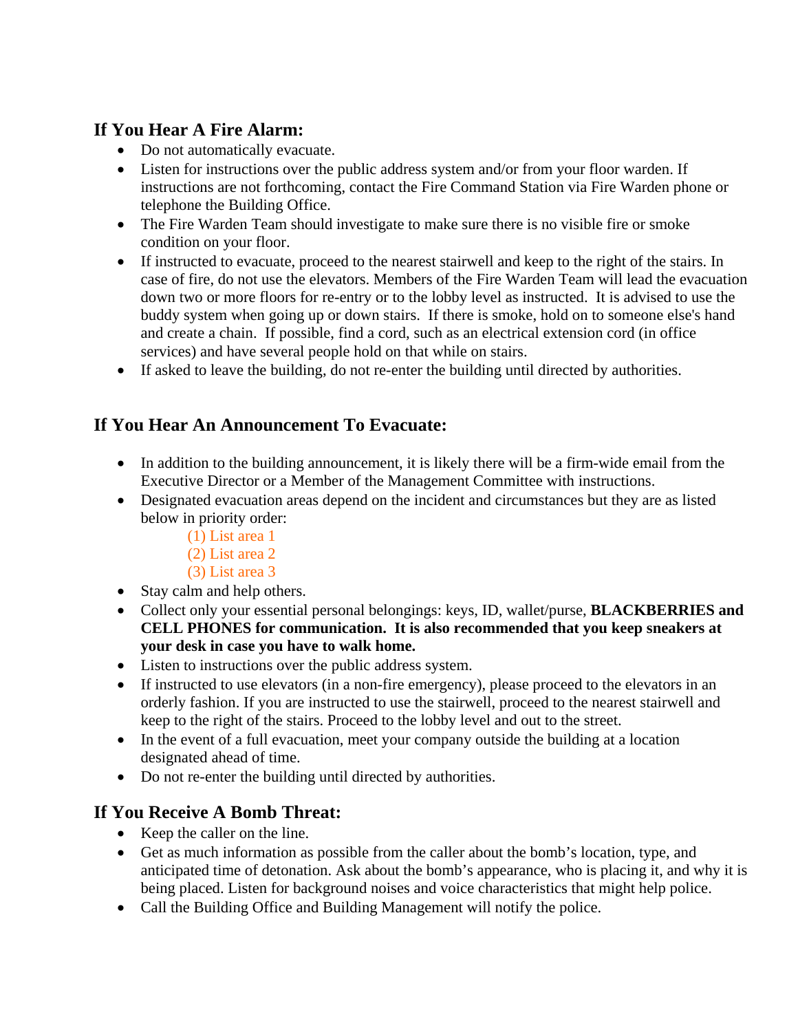## If You Hear A Fire Alarm:

- Do not automatically evacuate.
- Listen for instructions over the public address system and/or from your floor warden. If instructions are not forthcoming, contact the Fire Command Station via Fire Warden phone or telephone the Building Office.
- The Fire Warden Team should investigate to make sure there is no visible fire or smoke condition on your floor.
- If instructed to evacuate, proceed to the nearest stairwell and keep to the right of the stairs. In case of fire, do not use the elevators. Members of the Fire Warden Team will lead the evacuation down two or more floors for re-entry or to the lobby level as instructed. It is advised to use the buddy system when going up or down stairs. If there is smoke, hold on to someone else's hand and create a chain. If possible, find a cord, such as an electrical extension cord (in office services) and have several people hold on that while on stairs.
- If asked to leave the building, do not re-enter the building until directed by authorities.

## If You Hear An Announcement To Evacuate:

- In addition to the building announcement, it is likely there will be a firm-wide email from the Executive Director or a Member of the Management Committee with instructions.
- Designated evacuation areas depend on the incident and circumstances but they are as listed below in priority order:
  - (1) List area 1
  - (2) List area 2
  - (3) List area 3
- Stay calm and help others.
- Collect only your essential personal belongings: keys, ID, wallet/purse, **BLACKBERRIES and CELL PHONES for communication. It is also recommended that you keep sneakers at your desk in case you have to walk home.**
- Listen to instructions over the public address system.
- If instructed to use elevators (in a non-fire emergency), please proceed to the elevators in an orderly fashion. If you are instructed to use the stairwell, proceed to the nearest stairwell and keep to the right of the stairs. Proceed to the lobby level and out to the street.
- In the event of a full evacuation, meet your company outside the building at a location designated ahead of time.
- Do not re-enter the building until directed by authorities.

## If You Receive A Bomb Threat:

- Keep the caller on the line.
- Get as much information as possible from the caller about the bomb's location, type, and anticipated time of detonation. Ask about the bomb's appearance, who is placing it, and why it is being placed. Listen for background noises and voice characteristics that might help police.
- Call the Building Office and Building Management will notify the police.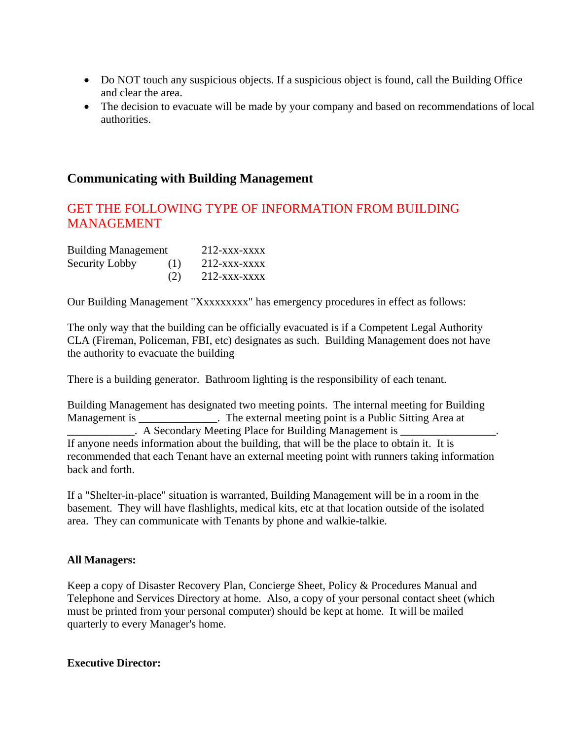- Do NOT touch any suspicious objects. If a suspicious object is found, call the Building Office and clear the area.
- The decision to evacuate will be made by your company and based on recommendations of local authorities.

### Communicating with Building Management

GET THE FOLLOWING TYPE OF INFORMATION FROM BUILDING MANAGEMENT

| | | |
|---|---|---|
| Building Management | | 212-xxx-xxxx |
| Security Lobby | (1) | 212-xxx-xxxx |
| | (2) | 212-xxx-xxxx |

Our Building Management "Xxxxxxxxx" has emergency procedures in effect as follows:

The only way that the building can be officially evacuated is if a Competent Legal Authority CLA (Fireman, Policeman, FBI, etc) designates as such. Building Management does not have the authority to evacuate the building

There is a building generator. Bathroom lighting is the responsibility of each tenant.

Building Management has designated two meeting points. The internal meeting for Building Management is ______________. The external meeting point is a Public Sitting Area at ____________. A Secondary Meeting Place for Building Management is ________________. If anyone needs information about the building, that will be the place to obtain it. It is recommended that each Tenant have an external meeting point with runners taking information back and forth.

If a "Shelter-in-place" situation is warranted, Building Management will be in a room in the basement. They will have flashlights, medical kits, etc at that location outside of the isolated area. They can communicate with Tenants by phone and walkie-talkie.

**All Managers:**

Keep a copy of Disaster Recovery Plan, Concierge Sheet, Policy & Procedures Manual and Telephone and Services Directory at home. Also, a copy of your personal contact sheet (which must be printed from your personal computer) should be kept at home. It will be mailed quarterly to every Manager's home.

**Executive Director:**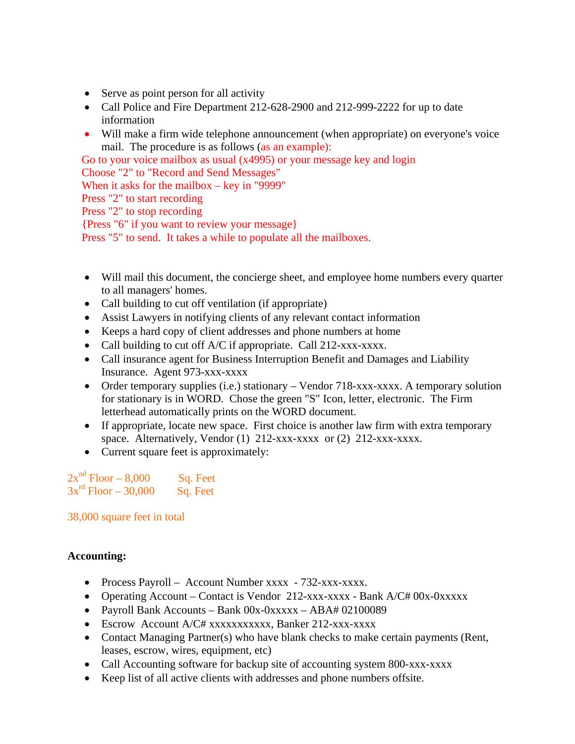- Serve as point person for all activity
- Call Police and Fire Department 212-628-2900 and 212-999-2222 for up to date information
- Will make a firm wide telephone announcement (when appropriate) on everyone's voice mail. The procedure is as follows (as an example):

Go to your voice mailbox as usual (x4995) or your message key and login
Choose "2" to "Record and Send Messages"
When it asks for the mailbox – key in "9999"
Press "2" to start recording
Press "2" to stop recording
{Press "6" if you want to review your message}
Press "5" to send. It takes a while to populate all the mailboxes.

- Will mail this document, the concierge sheet, and employee home numbers every quarter to all managers' homes.
- Call building to cut off ventilation (if appropriate)
- Assist Lawyers in notifying clients of any relevant contact information
- Keeps a hard copy of client addresses and phone numbers at home
- Call building to cut off A/C if appropriate. Call 212-xxx-xxxx.
- Call insurance agent for Business Interruption Benefit and Damages and Liability Insurance. Agent 973-xxx-xxxx
- Order temporary supplies (i.e.) stationary – Vendor 718-xxx-xxxx. A temporary solution for stationary is in WORD. Chose the green "S" Icon, letter, electronic. The Firm letterhead automatically prints on the WORD document.
- If appropriate, locate new space. First choice is another law firm with extra temporary space. Alternatively, Vendor (1) 212-xxx-xxxx or (2) 212-xxx-xxxx.
- Current square feet is approximately:

2x$^{nd}$ Floor – 8,000 Sq. Feet
3x$^{rd}$ Floor – 30,000 Sq. Feet

38,000 square feet in total

**Accounting:**

- Process Payroll – Account Number xxxx - 732-xxx-xxxx.
- Operating Account – Contact is Vendor 212-xxx-xxxx - Bank A/C# 00x-0xxxxx
- Payroll Bank Accounts – Bank 00x-0xxxxx – ABA# 02100089
- Escrow Account A/C# xxxxxxxxxxx, Banker 212-xxx-xxxx
- Contact Managing Partner(s) who have blank checks to make certain payments (Rent, leases, escrow, wires, equipment, etc)
- Call Accounting software for backup site of accounting system 800-xxx-xxxx
- Keep list of all active clients with addresses and phone numbers offsite.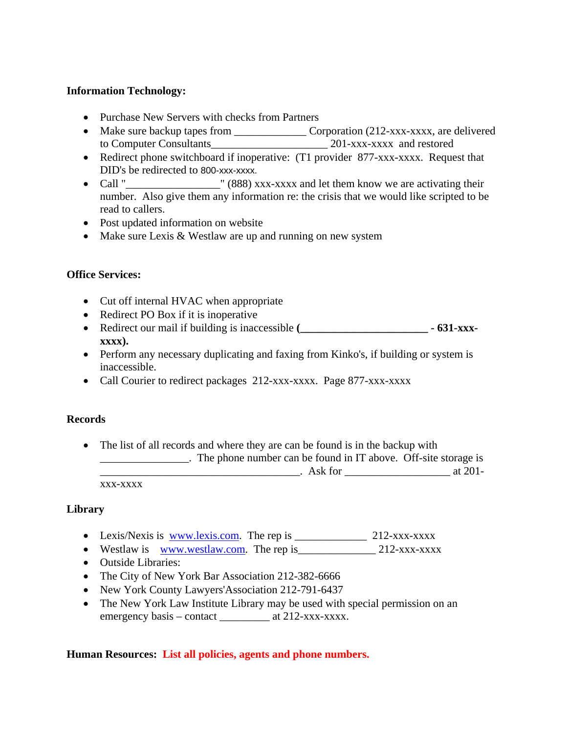**Information Technology:**

- Purchase New Servers with checks from Partners
- Make sure backup tapes from _____________ Corporation (212-xxx-xxxx, are delivered to Computer Consultants_____________________ 201-xxx-xxxx and restored
- Redirect phone switchboard if inoperative: (T1 provider 877-xxx-xxxx. Request that DID's be redirected to 800-xxx-xxxx.
- Call "_________________" (888) xxx-xxxx and let them know we are activating their number. Also give them any information re: the crisis that we would like scripted to be read to callers.
- Post updated information on website
- Make sure Lexis & Westlaw are up and running on new system

**Office Services:**

- Cut off internal HVAC when appropriate
- Redirect PO Box if it is inoperative
- Redirect our mail if building is inaccessible **(_______________________ - 631-xxx-xxxx).**
- Perform any necessary duplicating and faxing from Kinko's, if building or system is inaccessible.
- Call Courier to redirect packages 212-xxx-xxxx. Page 877-xxx-xxxx

**Records**

- The list of all records and where they are can be found is in the backup with ________________. The phone number can be found in IT above. Off-site storage is ____________________________________. Ask for ___________________ at 201-xxx-xxxx

**Library**

- Lexis/Nexis is www.lexis.com. The rep is _____________ 212-xxx-xxxx
- Westlaw is www.westlaw.com. The rep is______________ 212-xxx-xxxx
- Outside Libraries:
- The City of New York Bar Association 212-382-6666
- New York County Lawyers'Association 212-791-6437
- The New York Law Institute Library may be used with special permission on an emergency basis – contact _________ at 212-xxx-xxxx.

**Human Resources:** **List all policies, agents and phone numbers.**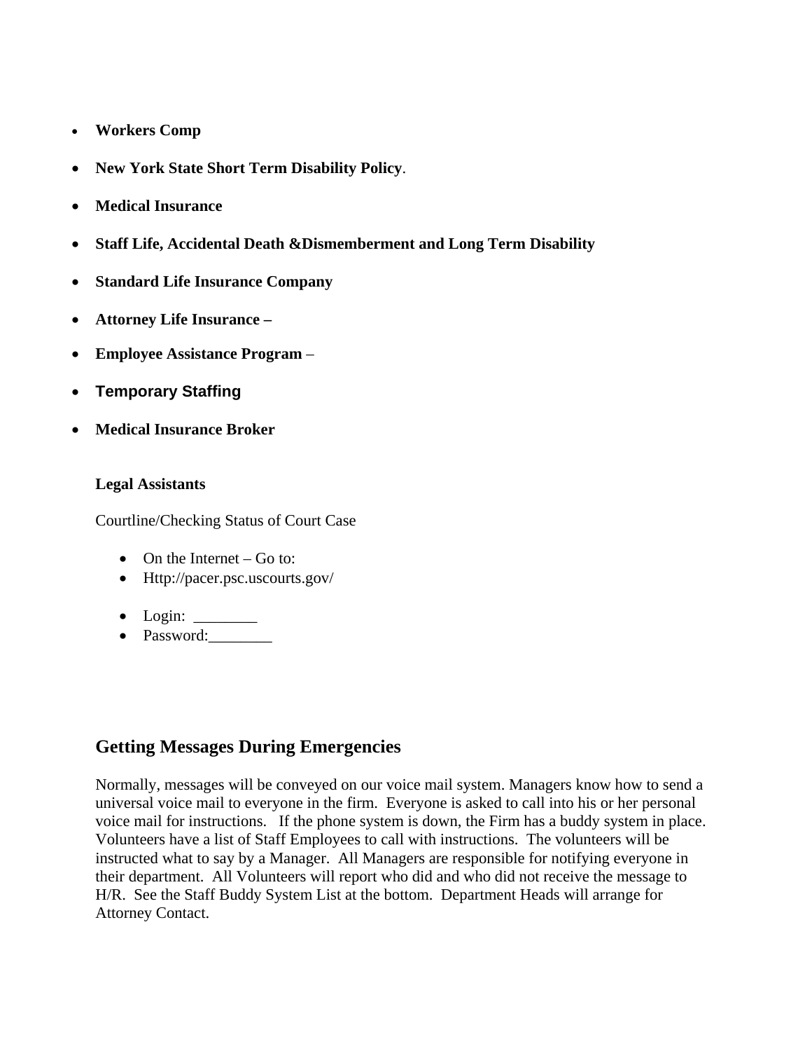- **Workers Comp**
- **New York State Short Term Disability Policy**.
- **Medical Insurance**
- **Staff Life, Accidental Death &Dismemberment and Long Term Disability**
- **Standard Life Insurance Company**
- **Attorney Life Insurance –**
- **Employee Assistance Program** –
- **Temporary Staffing**
- **Medical Insurance Broker**

**Legal Assistants**

Courtline/Checking Status of Court Case

- On the Internet – Go to:
- Http://pacer.psc.uscourts.gov/

- Login: ________
- Password:________

## Getting Messages During Emergencies

Normally, messages will be conveyed on our voice mail system. Managers know how to send a universal voice mail to everyone in the firm. Everyone is asked to call into his or her personal voice mail for instructions. If the phone system is down, the Firm has a buddy system in place. Volunteers have a list of Staff Employees to call with instructions. The volunteers will be instructed what to say by a Manager. All Managers are responsible for notifying everyone in their department. All Volunteers will report who did and who did not receive the message to H/R. See the Staff Buddy System List at the bottom. Department Heads will arrange for Attorney Contact.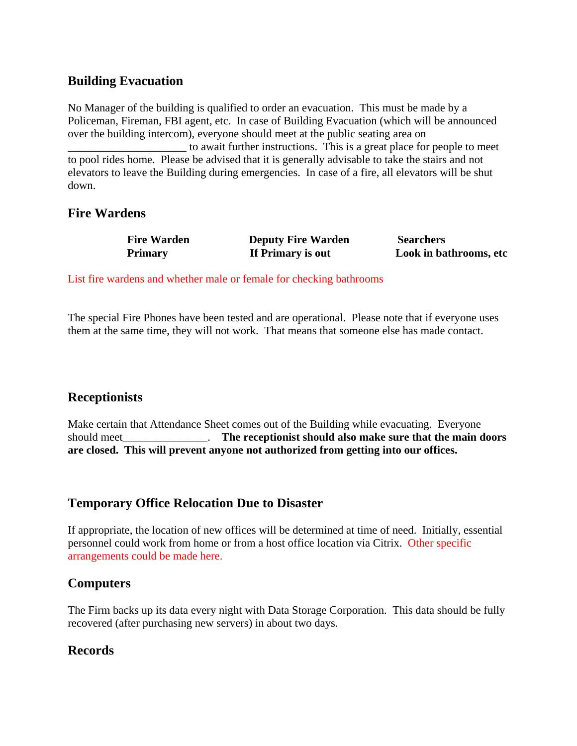## Building Evacuation

No Manager of the building is qualified to order an evacuation. This must be made by a Policeman, Fireman, FBI agent, etc. In case of Building Evacuation (which will be announced over the building intercom), everyone should meet at the public seating area on ____________________ to await further instructions. This is a great place for people to meet to pool rides home. Please be advised that it is generally advisable to take the stairs and not elevators to leave the Building during emergencies. In case of a fire, all elevators will be shut down.

## Fire Wardens

| Fire Warden | Deputy Fire Warden | Searchers |
|---|---|---|
| **Primary** | **If Primary is out** | **Look in bathrooms, etc** |

List fire wardens and whether male or female for checking bathrooms

The special Fire Phones have been tested and are operational. Please note that if everyone uses them at the same time, they will not work. That means that someone else has made contact.

## Receptionists

Make certain that Attendance Sheet comes out of the Building while evacuating. Everyone should meet_______________. **The receptionist should also make sure that the main doors are closed. This will prevent anyone not authorized from getting into our offices.**

## Temporary Office Relocation Due to Disaster

If appropriate, the location of new offices will be determined at time of need. Initially, essential personnel could work from home or from a host office location via Citrix. Other specific arrangements could be made here.

## Computers

The Firm backs up its data every night with Data Storage Corporation. This data should be fully recovered (after purchasing new servers) in about two days.

## Records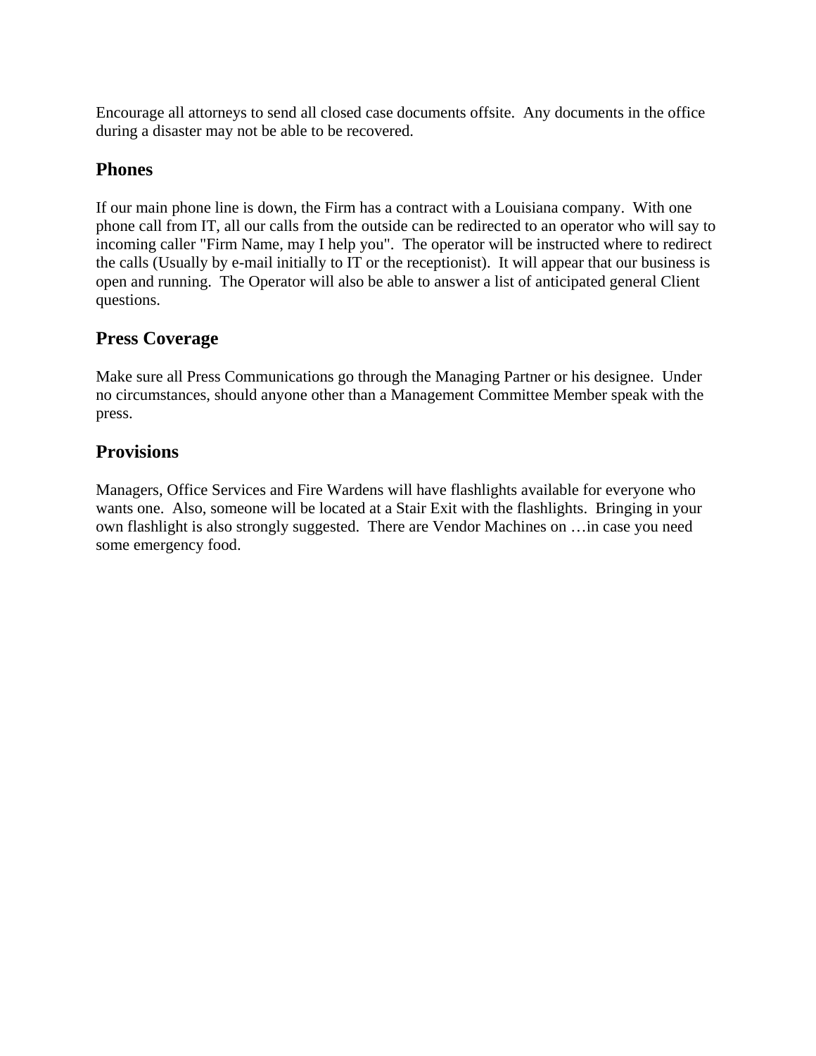Encourage all attorneys to send all closed case documents offsite.  Any documents in the office during a disaster may not be able to be recovered.

## Phones

If our main phone line is down, the Firm has a contract with a Louisiana company.  With one phone call from IT, all our calls from the outside can be redirected to an operator who will say to incoming caller "Firm Name, may I help you".  The operator will be instructed where to redirect the calls (Usually by e-mail initially to IT or the receptionist).  It will appear that our business is open and running.  The Operator will also be able to answer a list of anticipated general Client questions.

## Press Coverage

Make sure all Press Communications go through the Managing Partner or his designee.  Under no circumstances, should anyone other than a Management Committee Member speak with the press.

## Provisions

Managers, Office Services and Fire Wardens will have flashlights available for everyone who wants one.  Also, someone will be located at a Stair Exit with the flashlights.  Bringing in your own flashlight is also strongly suggested.  There are Vendor Machines on …in case you need some emergency food.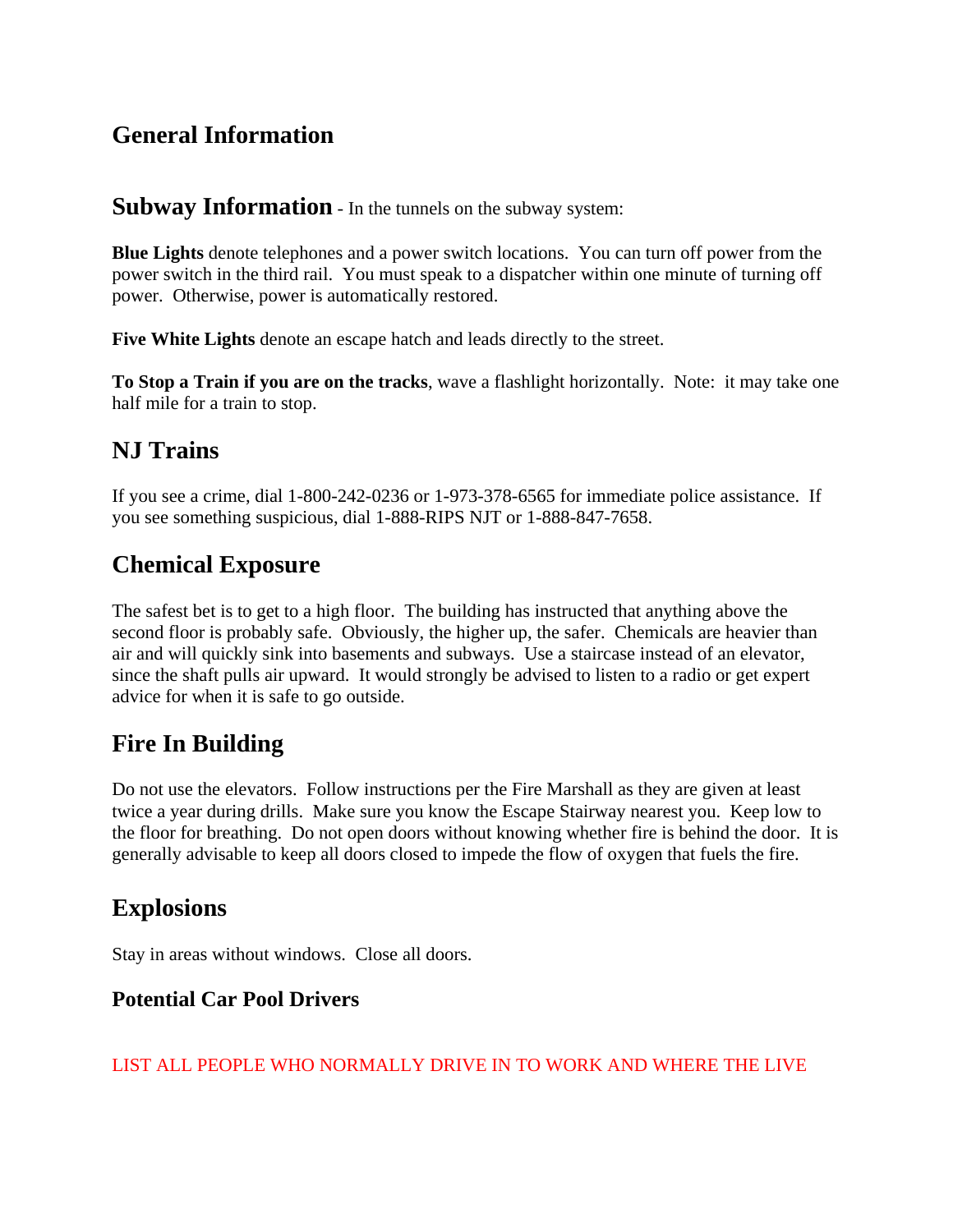# General Information

## Subway Information - In the tunnels on the subway system:

**Blue Lights** denote telephones and a power switch locations. You can turn off power from the power switch in the third rail. You must speak to a dispatcher within one minute of turning off power. Otherwise, power is automatically restored.

**Five White Lights** denote an escape hatch and leads directly to the street.

**To Stop a Train if you are on the tracks**, wave a flashlight horizontally. Note: it may take one half mile for a train to stop.

## NJ Trains

If you see a crime, dial 1-800-242-0236 or 1-973-378-6565 for immediate police assistance. If you see something suspicious, dial 1-888-RIPS NJT or 1-888-847-7658.

## Chemical Exposure

The safest bet is to get to a high floor. The building has instructed that anything above the second floor is probably safe. Obviously, the higher up, the safer. Chemicals are heavier than air and will quickly sink into basements and subways. Use a staircase instead of an elevator, since the shaft pulls air upward. It would strongly be advised to listen to a radio or get expert advice for when it is safe to go outside.

## Fire In Building

Do not use the elevators. Follow instructions per the Fire Marshall as they are given at least twice a year during drills. Make sure you know the Escape Stairway nearest you. Keep low to the floor for breathing. Do not open doors without knowing whether fire is behind the door. It is generally advisable to keep all doors closed to impede the flow of oxygen that fuels the fire.

## Explosions

Stay in areas without windows. Close all doors.

### Potential Car Pool Drivers

LIST ALL PEOPLE WHO NORMALLY DRIVE IN TO WORK AND WHERE THE LIVE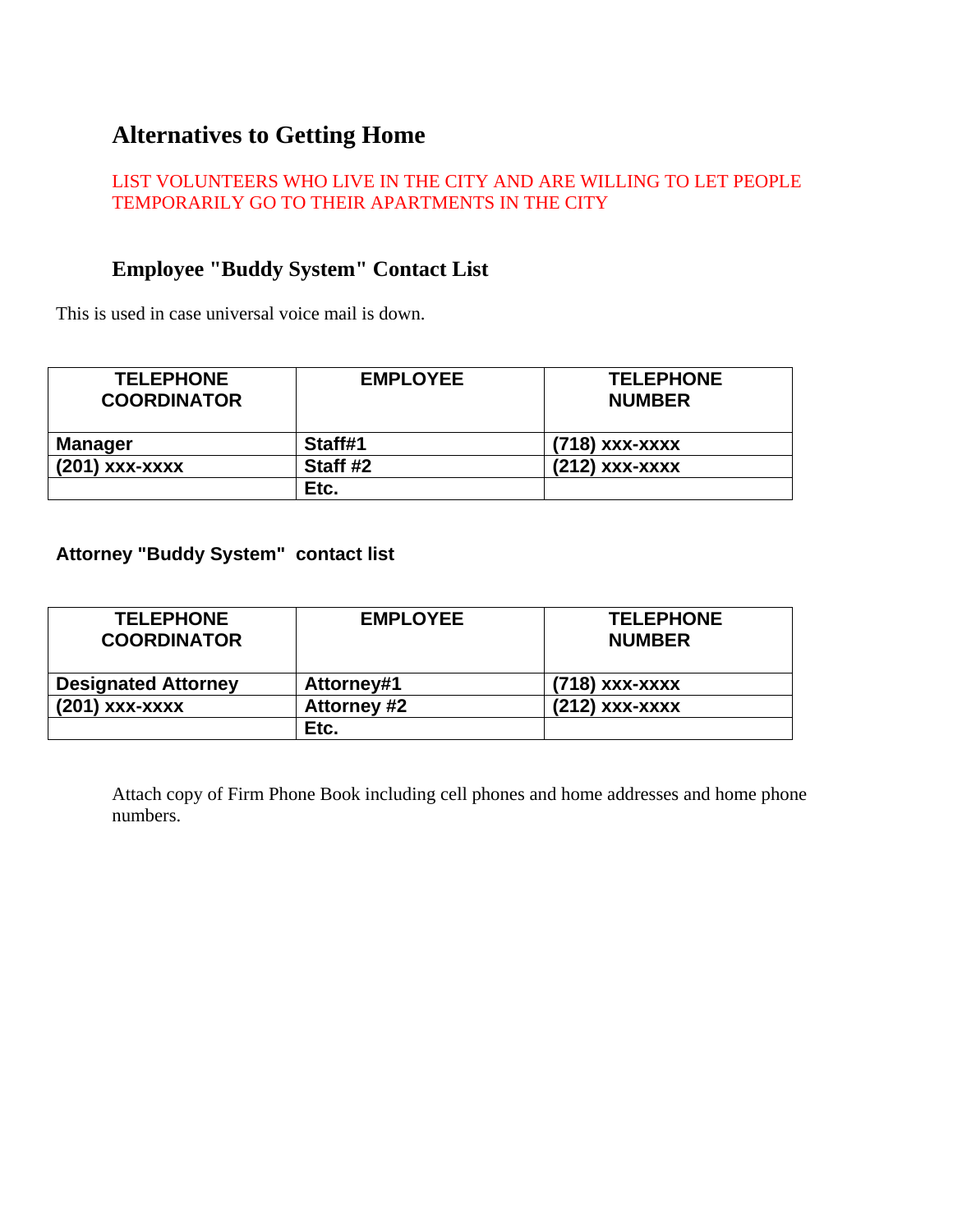## Alternatives to Getting Home

LIST VOLUNTEERS WHO LIVE IN THE CITY AND ARE WILLING TO LET PEOPLE TEMPORARILY GO TO THEIR APARTMENTS IN THE CITY

## Employee "Buddy System" Contact List

This is used in case universal voice mail is down.

| TELEPHONE COORDINATOR | EMPLOYEE | TELEPHONE NUMBER |
|---|---|---|
| **Manager** | **Staff#1** | **(718) xxx-xxxx** |
| **(201) xxx-xxxx** | **Staff #2** | **(212) xxx-xxxx** |
| | **Etc.** | |

**Attorney "Buddy System" contact list**

| TELEPHONE COORDINATOR | EMPLOYEE | TELEPHONE NUMBER |
|---|---|---|
| **Designated Attorney** | **Attorney#1** | **(718) xxx-xxxx** |
| **(201) xxx-xxxx** | **Attorney #2** | **(212) xxx-xxxx** |
| | **Etc.** | |

Attach copy of Firm Phone Book including cell phones and home addresses and home phone numbers.